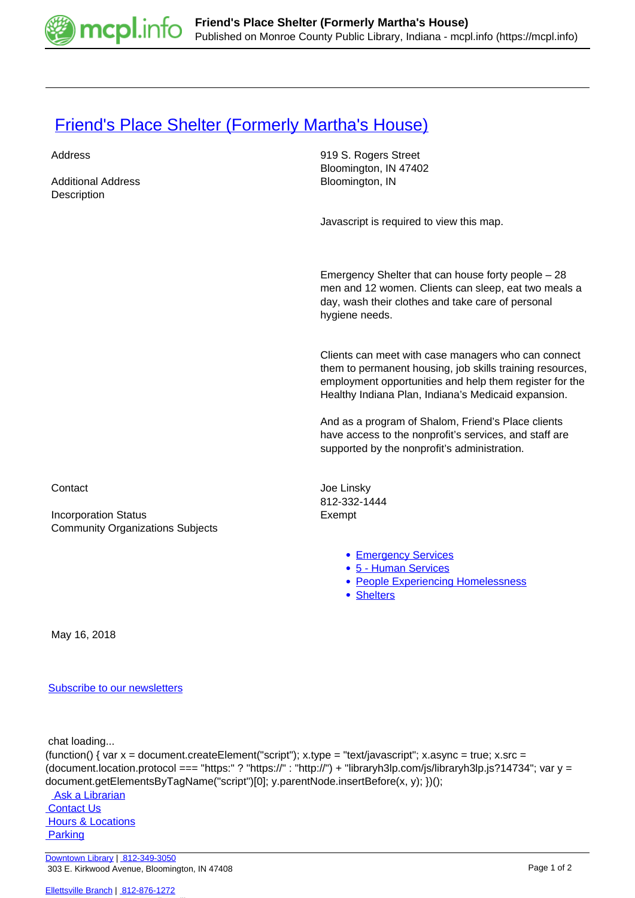# Friend's Place Shelter (Formerly Martha's House)

| | |
|---|---|
| Address | 919 S. Rogers Street<br>Bloomington, IN 47402 |
| Additional Address | Bloomington, IN |
| Description | Javascript is required to view this map.<br><br>Emergency Shelter that can house forty people – 28 men and 12 women. Clients can sleep, eat two meals a day, wash their clothes and take care of personal hygiene needs.<br><br>Clients can meet with case managers who can connect them to permanent housing, job skills training resources, employment opportunities and help them register for the Healthy Indiana Plan, Indiana's Medicaid expansion.<br><br>And as a program of Shalom, Friend's Place clients have access to the nonprofit's services, and staff are supported by the nonprofit's administration. |
| Contact | Joe Linsky<br>812-332-1444 |
| Incorporation Status | Exempt |
| Community Organizations Subjects | • Emergency Services<br>• 5 - Human Services<br>• People Experiencing Homelessness<br>• Shelters |

May 16, 2018

Subscribe to our newsletters

chat loading...

```
(function() { var x = document.createElement("script"); x.type = "text/javascript"; x.async = true; x.src = (document.location.protocol === "https:" ? "https://" : "http://") + "libraryh3lp.com/js/libraryh3lp.js?14734"; var y = document.getElementsByTagName("script")[0]; y.parentNode.insertBefore(x, y); })();
```

Ask a Librarian
Contact Us
Hours & Locations
Parking

Downtown Library | 812-349-3050
303 E. Kirkwood Avenue, Bloomington, IN 47408

Ellettsville Branch | 812-876-1272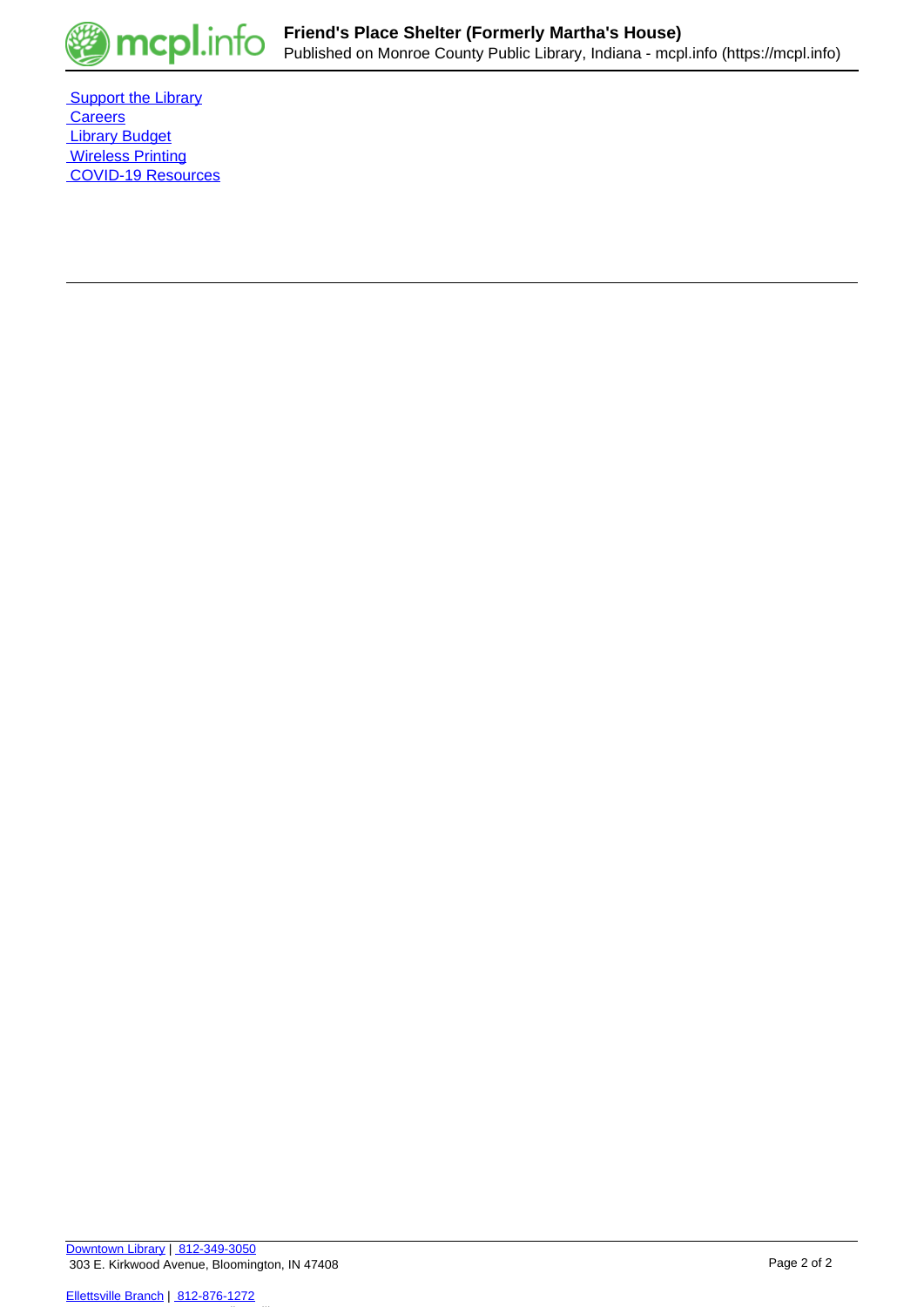[Support the Library]
[Careers]
[Library Budget]
[Wireless Printing]
[COVID-19 Resources]

---

[Downtown Library] | [812-349-3050]
303 E. Kirkwood Avenue, Bloomington, IN 47408

[Ellettsville Branch] | [812-876-1272]